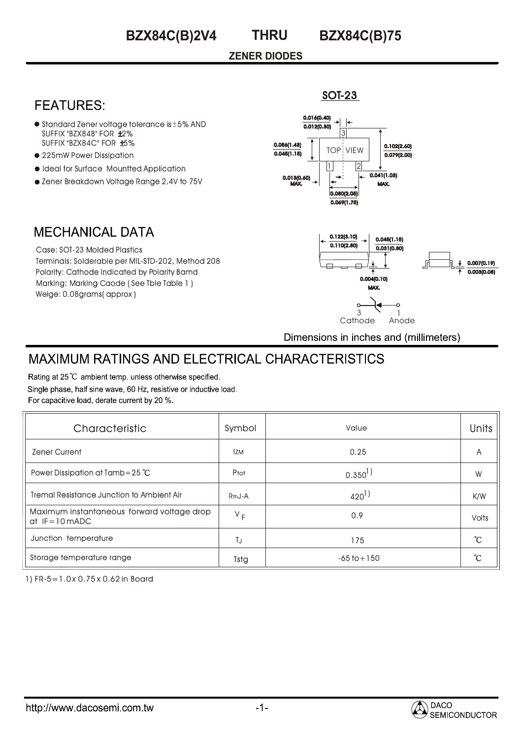# BZX84C(B)2V4 THRU BZX84C(B)75

## ZENER DIODES

## FEATURES:

- Standard Zener voltage tolerance is ±5% AND SUFFIX "BZX84B" FOR ±2% SUFFIX "BZX84C" FOR ±5%
- 225mW Power Dissipation
- Ideal for Surface Mountted Application
- Zener Breakdown Voltage Range 2.4V to 75V

SOT-23

0.016(0.40) 0.012(0.30)

0.056(1.43) 0.045(1.15)

TOP VIEW

0.102(2.60) 0.079(2.00)

0.013(0.60) MAX.

0.041(1.03) MAX.

0.080(2.05) 0.069(1.75)

## MECHANICAL DATA

Case: SOT-23 Molded Plastics
Terminals: Solderable per MIL-STD-202, Method 208
Polarity: Cathode Indicated by Polarity Bamd
Marking: Marking Caode ( See Tble Table 1 )
Weige: 0.08grams( approx )

0.122(3.10) 0.110(2.80)

0.045(1.15) 0.031(0.80)

0.004(0.10) MAX.

0.007(0.19) 0.003(0.08)

3 Cathode 1 Anode

Dimensions in inches and (millimeters)

# MAXIMUM RATINGS AND ELECTRICAL CHARACTERISTICS

Rating at 25℃ ambient temp. unless otherwise specified.
Single phase, half sine wave, 60 Hz, resistive or inductive load.
For capacitive load, derate current by 20 %.

| Characteristic | Symbol | Value | Units |
|---|---|---|---|
| Zener Current | $I_{ZM}$ | 0.25 | A |
| Power Dissipation at Tamb=25 ℃ | $P_{tot}$ | 0.350 1) | W |
| Tremal Resistance Junction to Ambient Air | $R_{thJ\text{-}A}$ | 420 1) | K/W |
| Maximum instantaneous forward voltage drop at IF=10mADC | $V_F$ | 0.9 | Volts |
| Junction temperature | $T_J$ | 175 | ℃ |
| Storage temperature range | Tstg | -65 to +150 | ℃ |

1) FR-5=1.0x 0.75 x 0.62 in Board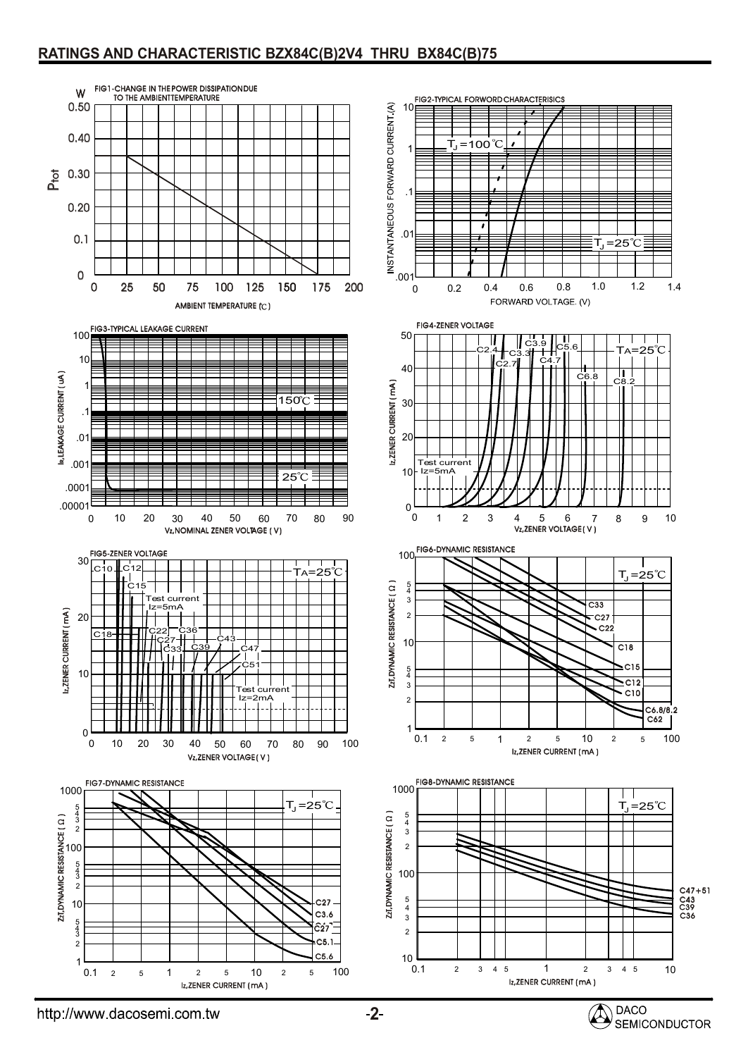## RATINGS AND CHARACTERISTIC BZX84C(B)2V4 THRU BX84C(B)75

FIG1-CHANGE IN THE POWER DISSIPATIONDUE TO THE AMBIENTTEMPERATURE

W

$P_{tot}$

0.50, 0.40, 0.30, 0.20, 0.1, 0

0, 25, 50, 75, 100, 125, 150, 175, 200

AMBIENT TEMPERATURE (℃)

FIG2-TYPICAL FORWORD CHARACTERISICS

INSTANTANEOUS FORWARD CURRENT,(A)

10, 1, .1, .01, .001

$T_J$=100℃

$T_J$=25℃

0, 0.2, 0.4, 0.6, 0.8, 1.0, 1.2, 1.4

FORWARD VOLTAGE. (V)

FIG3-TYPICAL LEAKAGE CURRENT

$I_R$,LEAKAGE CURRENT ( uA )

100, 10, 1, .1, .01, .001, .0001, .00001

150℃

25℃

0, 10, 20, 30, 40, 50, 60, 70, 80, 90

Vz,NOMINAL ZENER VOLTAGE ( V )

FIG4-ZENER VOLTAGE

Iz,ZENER CURRENT ( mA )

50, 40, 30, 20, 10, 0

C2.4, C2.7, C3.3, C3.9, C4.7, C5.6, C6.8, C8.2

TA=25℃

Test current Iz=5mA

0, 1, 2, 3, 4, 5, 6, 7, 8, 9, 10

Vz,ZENER VOLTAGE( V )

FIG5-ZENER VOLTAGE

Iz,ZENER CURRENT ( mA )

30, 20, 10, 0

C10, C12, C15, C18, C22, C27, C33, C36, C39, C43, C47, C51

TA=25℃

Test current Iz=5mA

Test current Iz=2mA

0, 10, 20, 30, 40, 50, 60, 70, 80, 90, 100

Vz,ZENER VOLTAGE( V )

FIG6-DYNAMIC RESISTANCE

Zzt,DYNAMIC RESISTANCE ( Ω )

100, 10, 1

$T_J$=25℃

C33, C27, C22, C18, C15, C12, C10, C6.8/8.2, C62

0.1, 1, 10, 100

Iz,ZENER CURRENT (mA )

FIG7-DYNAMIC RESISTANCE

Zzt,DYNAMIC RESISTANCE ( Ω )

1000, 100, 10, 1

$T_J$=25℃

C27, C3.6, C27, C5.1, C5.6

0.1, 1, 10, 100

Iz,ZENER CURRENT (mA )

FIG8-DYNAMIC RESISTANCE

Zzt,DYNAMIC RESISTANCE ( Ω )

1000, 100, 10

$T_J$=25℃

C47+51, C43, C39, C36

0.1, 1, 10

Iz,ZENER CURRENT (mA )

http://www.dacosemi.com.tw

DACO SEMICONDUCTOR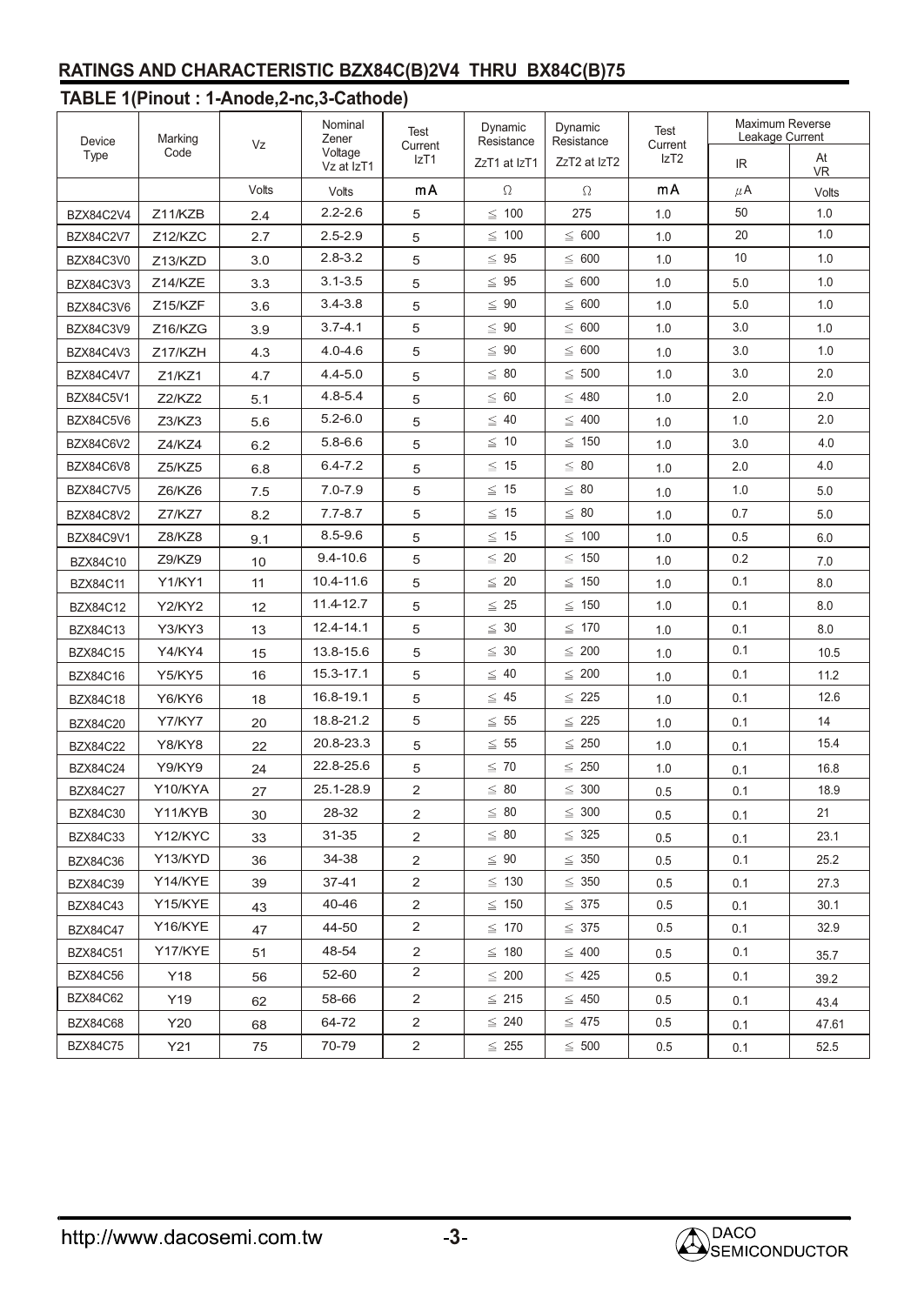## RATINGS AND CHARACTERISTIC BZX84C(B)2V4 THRU BX84C(B)75

### TABLE 1(Pinout : 1-Anode,2-nc,3-Cathode)

| Device Type | Marking Code | Vz | Nominal Zener Voltage Vz at IzT1 | Test Current IzT1 | Dynamic Resistance ZzT1 at IzT1 | Dynamic Resistance ZzT2 at IzT2 | Test Current IzT2 | Maximum Reverse Leakage Current IR | At VR |
|---|---|---|---|---|---|---|---|---|---|
| | | Volts | Volts | mA | Ω | Ω | mA | μA | Volts |
| BZX84C2V4 | Z11/KZB | 2.4 | 2.2-2.6 | 5 | ≤ 100 | 275 | 1.0 | 50 | 1.0 |
| BZX84C2V7 | Z12/KZC | 2.7 | 2.5-2.9 | 5 | ≤ 100 | ≤ 600 | 1.0 | 20 | 1.0 |
| BZX84C3V0 | Z13/KZD | 3.0 | 2.8-3.2 | 5 | ≤ 95 | ≤ 600 | 1.0 | 10 | 1.0 |
| BZX84C3V3 | Z14/KZE | 3.3 | 3.1-3.5 | 5 | ≤ 95 | ≤ 600 | 1.0 | 5.0 | 1.0 |
| BZX84C3V6 | Z15/KZF | 3.6 | 3.4-3.8 | 5 | ≤ 90 | ≤ 600 | 1.0 | 5.0 | 1.0 |
| BZX84C3V9 | Z16/KZG | 3.9 | 3.7-4.1 | 5 | ≤ 90 | ≤ 600 | 1.0 | 3.0 | 1.0 |
| BZX84C4V3 | Z17/KZH | 4.3 | 4.0-4.6 | 5 | ≤ 90 | ≤ 600 | 1.0 | 3.0 | 1.0 |
| BZX84C4V7 | Z1/KZ1 | 4.7 | 4.4-5.0 | 5 | ≤ 80 | ≤ 500 | 1.0 | 3.0 | 2.0 |
| BZX84C5V1 | Z2/KZ2 | 5.1 | 4.8-5.4 | 5 | ≤ 60 | ≤ 480 | 1.0 | 2.0 | 2.0 |
| BZX84C5V6 | Z3/KZ3 | 5.6 | 5.2-6.0 | 5 | ≤ 40 | ≤ 400 | 1.0 | 1.0 | 2.0 |
| BZX84C6V2 | Z4/KZ4 | 6.2 | 5.8-6.6 | 5 | ≤ 10 | ≤ 150 | 1.0 | 3.0 | 4.0 |
| BZX84C6V8 | Z5/KZ5 | 6.8 | 6.4-7.2 | 5 | ≤ 15 | ≤ 80 | 1.0 | 2.0 | 4.0 |
| BZX84C7V5 | Z6/KZ6 | 7.5 | 7.0-7.9 | 5 | ≤ 15 | ≤ 80 | 1.0 | 1.0 | 5.0 |
| BZX84C8V2 | Z7/KZ7 | 8.2 | 7.7-8.7 | 5 | ≤ 15 | ≤ 80 | 1.0 | 0.7 | 5.0 |
| BZX84C9V1 | Z8/KZ8 | 9.1 | 8.5-9.6 | 5 | ≤ 15 | ≤ 100 | 1.0 | 0.5 | 6.0 |
| BZX84C10 | Z9/KZ9 | 10 | 9.4-10.6 | 5 | ≤ 20 | ≤ 150 | 1.0 | 0.2 | 7.0 |
| BZX84C11 | Y1/KY1 | 11 | 10.4-11.6 | 5 | ≤ 20 | ≤ 150 | 1.0 | 0.1 | 8.0 |
| BZX84C12 | Y2/KY2 | 12 | 11.4-12.7 | 5 | ≤ 25 | ≤ 150 | 1.0 | 0.1 | 8.0 |
| BZX84C13 | Y3/KY3 | 13 | 12.4-14.1 | 5 | ≤ 30 | ≤ 170 | 1.0 | 0.1 | 8.0 |
| BZX84C15 | Y4/KY4 | 15 | 13.8-15.6 | 5 | ≤ 30 | ≤ 200 | 1.0 | 0.1 | 10.5 |
| BZX84C16 | Y5/KY5 | 16 | 15.3-17.1 | 5 | ≤ 40 | ≤ 200 | 1.0 | 0.1 | 11.2 |
| BZX84C18 | Y6/KY6 | 18 | 16.8-19.1 | 5 | ≤ 45 | ≤ 225 | 1.0 | 0.1 | 12.6 |
| BZX84C20 | Y7/KY7 | 20 | 18.8-21.2 | 5 | ≤ 55 | ≤ 225 | 1.0 | 0.1 | 14 |
| BZX84C22 | Y8/KY8 | 22 | 20.8-23.3 | 5 | ≤ 55 | ≤ 250 | 1.0 | 0.1 | 15.4 |
| BZX84C24 | Y9/KY9 | 24 | 22.8-25.6 | 5 | ≤ 70 | ≤ 250 | 1.0 | 0.1 | 16.8 |
| BZX84C27 | Y10/KYA | 27 | 25.1-28.9 | 2 | ≤ 80 | ≤ 300 | 0.5 | 0.1 | 18.9 |
| BZX84C30 | Y11/KYB | 30 | 28-32 | 2 | ≤ 80 | ≤ 300 | 0.5 | 0.1 | 21 |
| BZX84C33 | Y12/KYC | 33 | 31-35 | 2 | ≤ 80 | ≤ 325 | 0.5 | 0.1 | 23.1 |
| BZX84C36 | Y13/KYD | 36 | 34-38 | 2 | ≤ 90 | ≤ 350 | 0.5 | 0.1 | 25.2 |
| BZX84C39 | Y14/KYE | 39 | 37-41 | 2 | ≤ 130 | ≤ 350 | 0.5 | 0.1 | 27.3 |
| BZX84C43 | Y15/KYE | 43 | 40-46 | 2 | ≤ 150 | ≤ 375 | 0.5 | 0.1 | 30.1 |
| BZX84C47 | Y16/KYE | 47 | 44-50 | 2 | ≤ 170 | ≤ 375 | 0.5 | 0.1 | 32.9 |
| BZX84C51 | Y17/KYE | 51 | 48-54 | 2 | ≤ 180 | ≤ 400 | 0.5 | 0.1 | 35.7 |
| BZX84C56 | Y18 | 56 | 52-60 | 2 | ≤ 200 | ≤ 425 | 0.5 | 0.1 | 39.2 |
| BZX84C62 | Y19 | 62 | 58-66 | 2 | ≤ 215 | ≤ 450 | 0.5 | 0.1 | 43.4 |
| BZX84C68 | Y20 | 68 | 64-72 | 2 | ≤ 240 | ≤ 475 | 0.5 | 0.1 | 47.61 |
| BZX84C75 | Y21 | 75 | 70-79 | 2 | ≤ 255 | ≤ 500 | 0.5 | 0.1 | 52.5 |